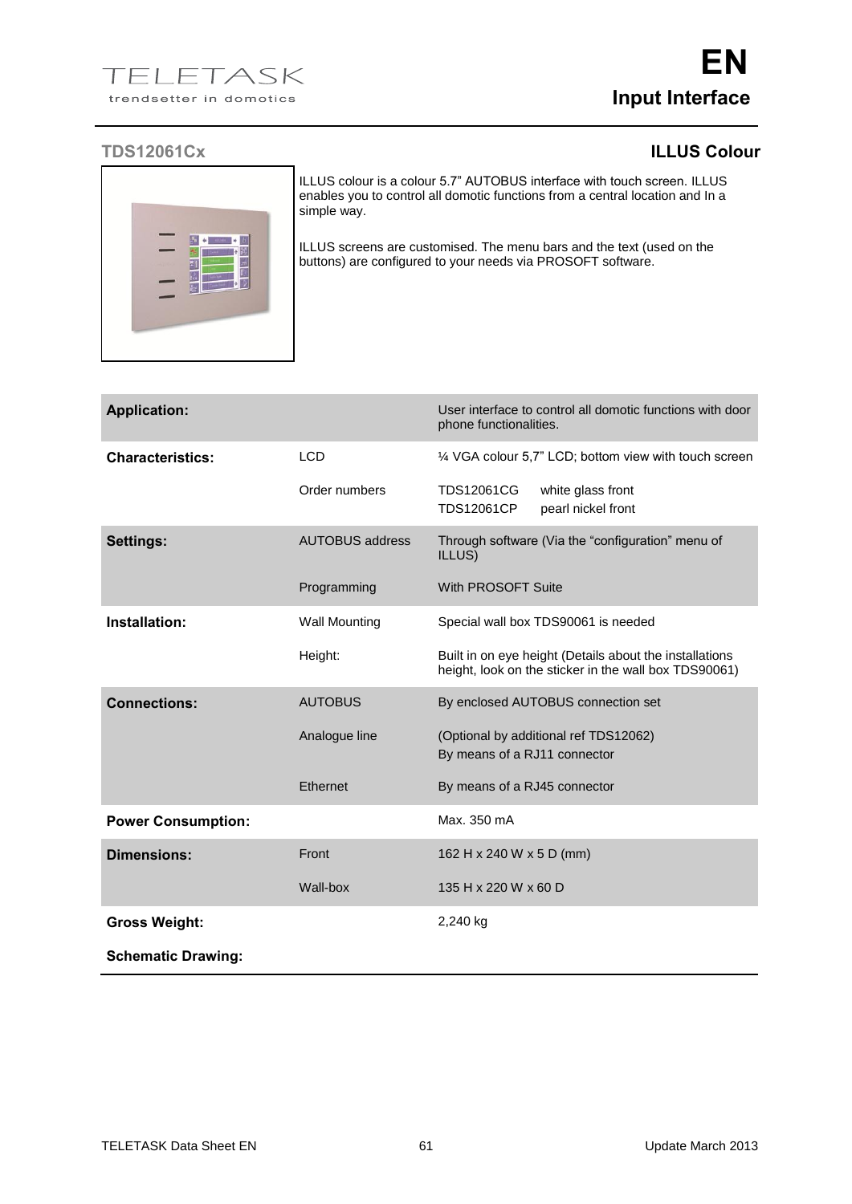TELETASK
trendsetter in domotics

# EN
## Input Interface

### TDS12061Cx — ILLUS Colour

ILLUS colour is a colour 5.7" AUTOBUS interface with touch screen. ILLUS enables you to control all domotic functions from a central location and In a simple way.

ILLUS screens are customised. The menu bars and the text (used on the buttons) are configured to your needs via PROSOFT software.

| | | |
|---|---|---|
| **Application:** | | User interface to control all domotic functions with door phone functionalities. |
| **Characteristics:** | LCD | ¼ VGA colour 5,7" LCD; bottom view with touch screen |
| | Order numbers | TDS12061CG white glass front<br>TDS12061CP pearl nickel front |
| **Settings:** | AUTOBUS address | Through software (Via the "configuration" menu of ILLUS) |
| | Programming | With PROSOFT Suite |
| **Installation:** | Wall Mounting | Special wall box TDS90061 is needed |
| | Height: | Built in on eye height (Details about the installations height, look on the sticker in the wall box TDS90061) |
| **Connections:** | AUTOBUS | By enclosed AUTOBUS connection set |
| | Analogue line | (Optional by additional ref TDS12062)<br>By means of a RJ11 connector |
| | Ethernet | By means of a RJ45 connector |
| **Power Consumption:** | | Max. 350 mA |
| **Dimensions:** | Front | 162 H x 240 W x 5 D (mm) |
| | Wall-box | 135 H x 220 W x 60 D |
| **Gross Weight:** | | 2,240 kg |
| **Schematic Drawing:** | | |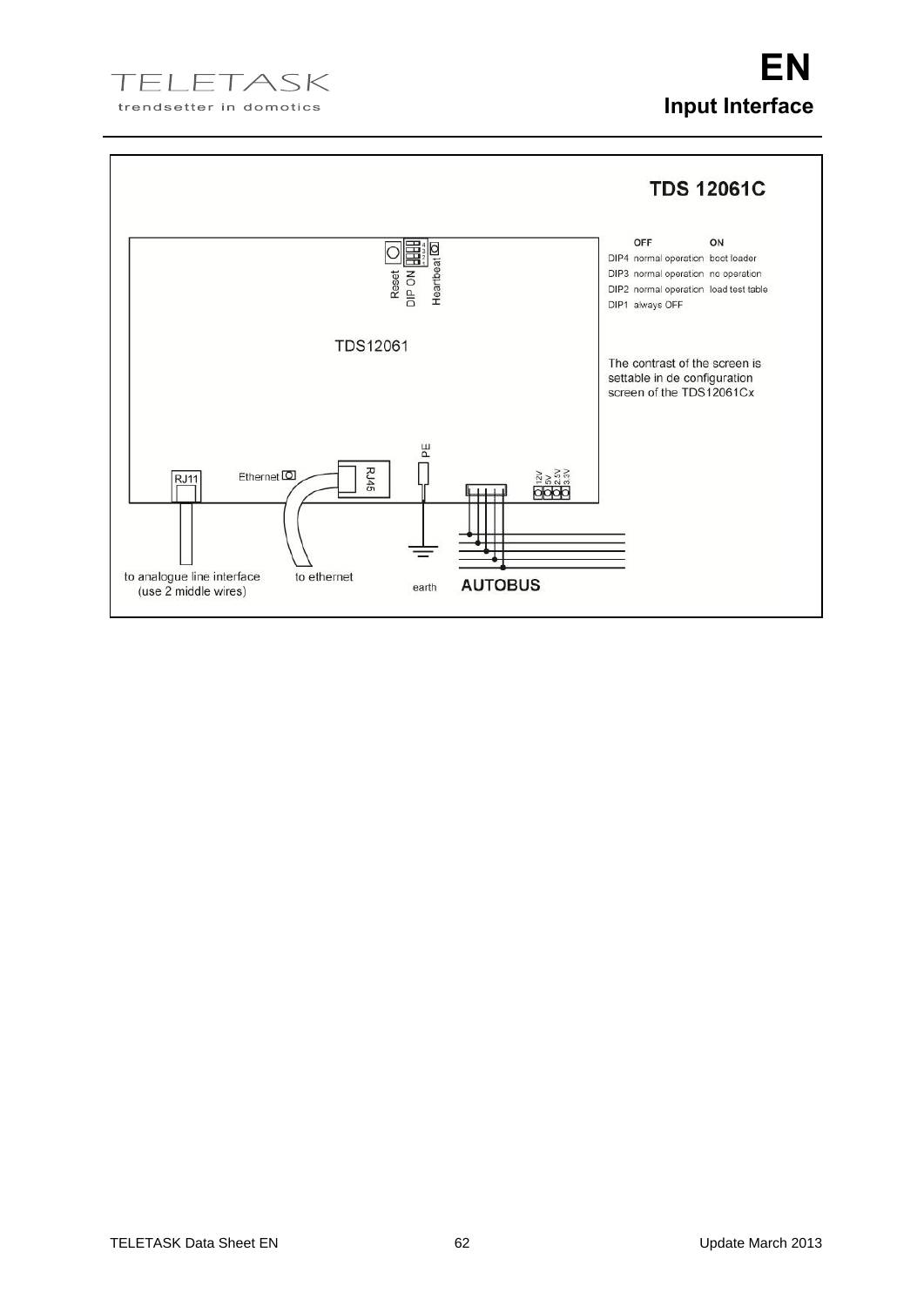# Input Interface

## TDS 12061C

Reset

DIP ON

Heartbeat

TDS12061

| | OFF | ON |
|---|---|---|
| DIP4 | normal operation | boot loader |
| DIP3 | normal operation | no operation |
| DIP2 | normal operation | load test table |
| DIP1 | always OFF | |

The contrast of the screen is settable in de configuration screen of the TDS12061Cx

RJ11

Ethernet

RJ45

PE

12V 5V 2.5V 3.3V

to analogue line interface (use 2 middle wires)

to ethernet

earth

AUTOBUS